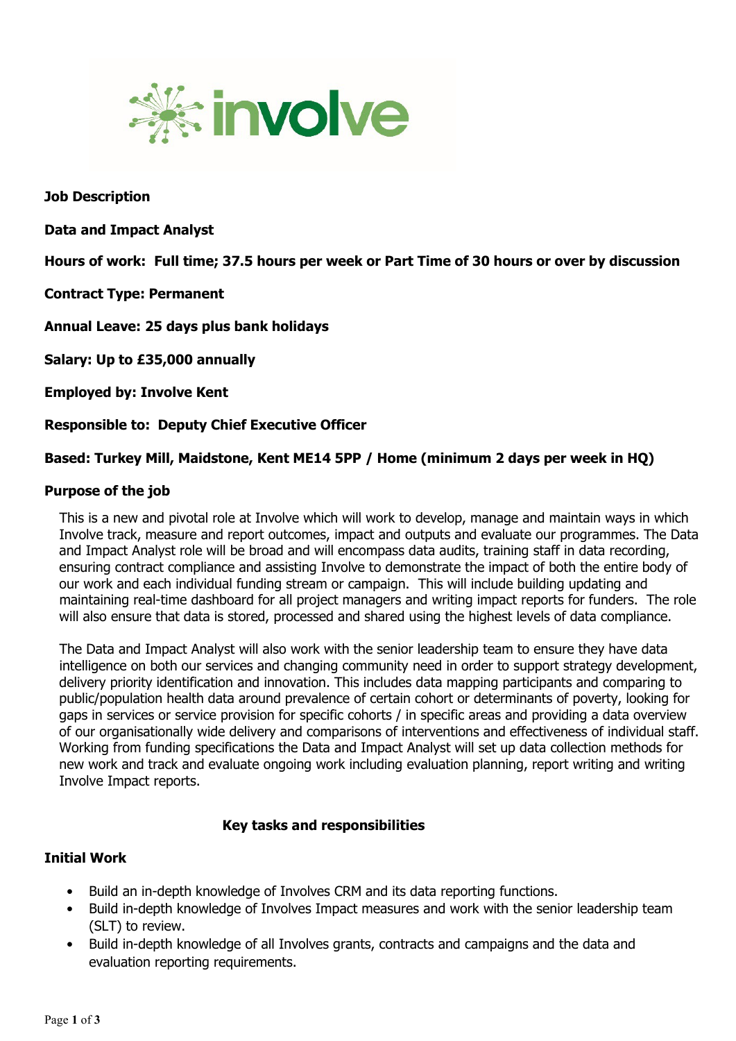**Job Description**

**Data and Impact Analyst**

**Hours of work: Full time; 37.5 hours per week or Part Time of 30 hours or over by discussion**

**Contract Type: Permanent**

**Annual Leave: 25 days plus bank holidays**

**Salary: Up to £35,000 annually**

**Employed by: Involve Kent**

**Responsible to: Deputy Chief Executive Officer**

**Based: Turkey Mill, Maidstone, Kent ME14 5PP / Home (minimum 2 days per week in HQ)**

**Purpose of the job**

This is a new and pivotal role at Involve which will work to develop, manage and maintain ways in which Involve track, measure and report outcomes, impact and outputs and evaluate our programmes. The Data and Impact Analyst role will be broad and will encompass data audits, training staff in data recording, ensuring contract compliance and assisting Involve to demonstrate the impact of both the entire body of our work and each individual funding stream or campaign. This will include building updating and maintaining real-time dashboard for all project managers and writing impact reports for funders. The role will also ensure that data is stored, processed and shared using the highest levels of data compliance.

The Data and Impact Analyst will also work with the senior leadership team to ensure they have data intelligence on both our services and changing community need in order to support strategy development, delivery priority identification and innovation. This includes data mapping participants and comparing to public/population health data around prevalence of certain cohort or determinants of poverty, looking for gaps in services or service provision for specific cohorts / in specific areas and providing a data overview of our organisationally wide delivery and comparisons of interventions and effectiveness of individual staff. Working from funding specifications the Data and Impact Analyst will set up data collection methods for new work and track and evaluate ongoing work including evaluation planning, report writing and writing Involve Impact reports.

**Key tasks and responsibilities**

**Initial Work**

- Build an in-depth knowledge of Involves CRM and its data reporting functions.
- Build in-depth knowledge of Involves Impact measures and work with the senior leadership team (SLT) to review.
- Build in-depth knowledge of all Involves grants, contracts and campaigns and the data and evaluation reporting requirements.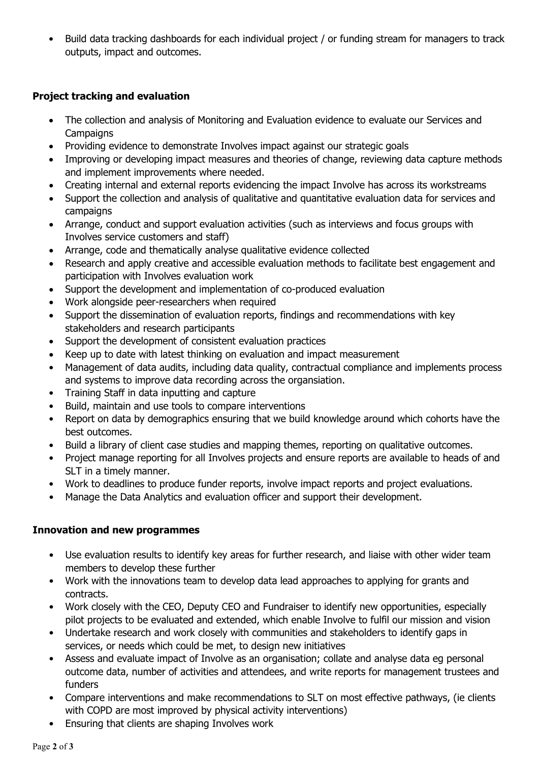- Build data tracking dashboards for each individual project / or funding stream for managers to track outputs, impact and outcomes.

**Project tracking and evaluation**

- The collection and analysis of Monitoring and Evaluation evidence to evaluate our Services and Campaigns
- Providing evidence to demonstrate Involves impact against our strategic goals
- Improving or developing impact measures and theories of change, reviewing data capture methods and implement improvements where needed.
- Creating internal and external reports evidencing the impact Involve has across its workstreams
- Support the collection and analysis of qualitative and quantitative evaluation data for services and campaigns
- Arrange, conduct and support evaluation activities (such as interviews and focus groups with Involves service customers and staff)
- Arrange, code and thematically analyse qualitative evidence collected
- Research and apply creative and accessible evaluation methods to facilitate best engagement and participation with Involves evaluation work
- Support the development and implementation of co-produced evaluation
- Work alongside peer-researchers when required
- Support the dissemination of evaluation reports, findings and recommendations with key stakeholders and research participants
- Support the development of consistent evaluation practices
- Keep up to date with latest thinking on evaluation and impact measurement
- Management of data audits, including data quality, contractual compliance and implements process and systems to improve data recording across the organsiation.
- Training Staff in data inputting and capture
- Build, maintain and use tools to compare interventions
- Report on data by demographics ensuring that we build knowledge around which cohorts have the best outcomes.
- Build a library of client case studies and mapping themes, reporting on qualitative outcomes.
- Project manage reporting for all Involves projects and ensure reports are available to heads of and SLT in a timely manner.
- Work to deadlines to produce funder reports, involve impact reports and project evaluations.
- Manage the Data Analytics and evaluation officer and support their development.

**Innovation and new programmes**

- Use evaluation results to identify key areas for further research, and liaise with other wider team members to develop these further
- Work with the innovations team to develop data lead approaches to applying for grants and contracts.
- Work closely with the CEO, Deputy CEO and Fundraiser to identify new opportunities, especially pilot projects to be evaluated and extended, which enable Involve to fulfil our mission and vision
- Undertake research and work closely with communities and stakeholders to identify gaps in services, or needs which could be met, to design new initiatives
- Assess and evaluate impact of Involve as an organisation; collate and analyse data eg personal outcome data, number of activities and attendees, and write reports for management trustees and funders
- Compare interventions and make recommendations to SLT on most effective pathways, (ie clients with COPD are most improved by physical activity interventions)
- Ensuring that clients are shaping Involves work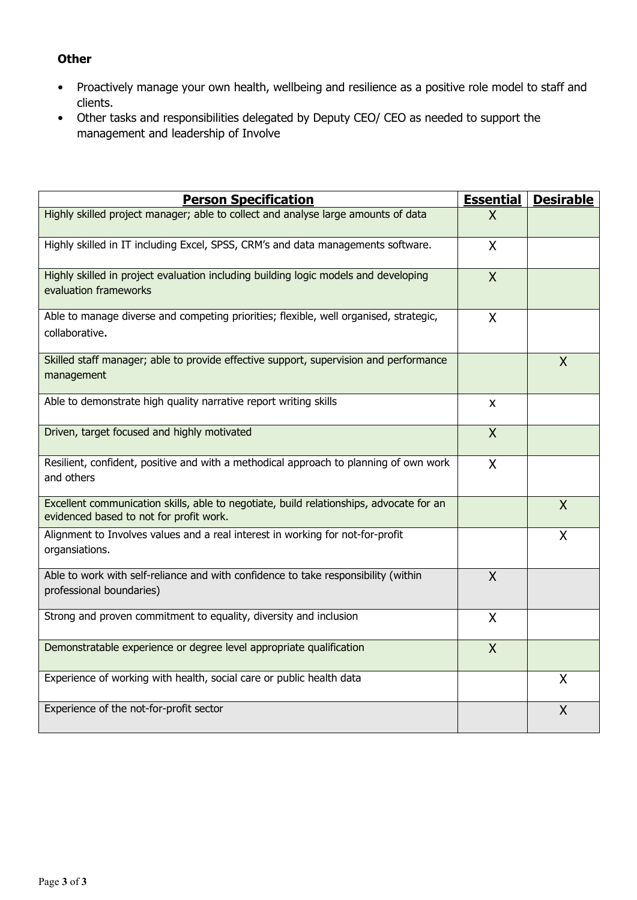**Other**

- Proactively manage your own health, wellbeing and resilience as a positive role model to staff and clients.
- Other tasks and responsibilities delegated by Deputy CEO/ CEO as needed to support the management and leadership of Involve

| Person Specification | Essential | Desirable |
|---|---|---|
| Highly skilled project manager; able to collect and analyse large amounts of data | X | |
| Highly skilled in IT including Excel, SPSS, CRM's and data managements software. | X | |
| Highly skilled in project evaluation including building logic models and developing evaluation frameworks | X | |
| Able to manage diverse and competing priorities; flexible, well organised, strategic, collaborative. | X | |
| Skilled staff manager; able to provide effective support, supervision and performance management | | X |
| Able to demonstrate high quality narrative report writing skills | x | |
| Driven, target focused and highly motivated | X | |
| Resilient, confident, positive and with a methodical approach to planning of own work and others | X | |
| Excellent communication skills, able to negotiate, build relationships, advocate for an evidenced based to not for profit work. | | X |
| Alignment to Involves values and a real interest in working for not-for-profit organsiations. | | X |
| Able to work with self-reliance and with confidence to take responsibility (within professional boundaries) | X | |
| Strong and proven commitment to equality, diversity and inclusion | X | |
| Demonstratable experience or degree level appropriate qualification | X | |
| Experience of working with health, social care or public health data | | X |
| Experience of the not-for-profit sector | | X |